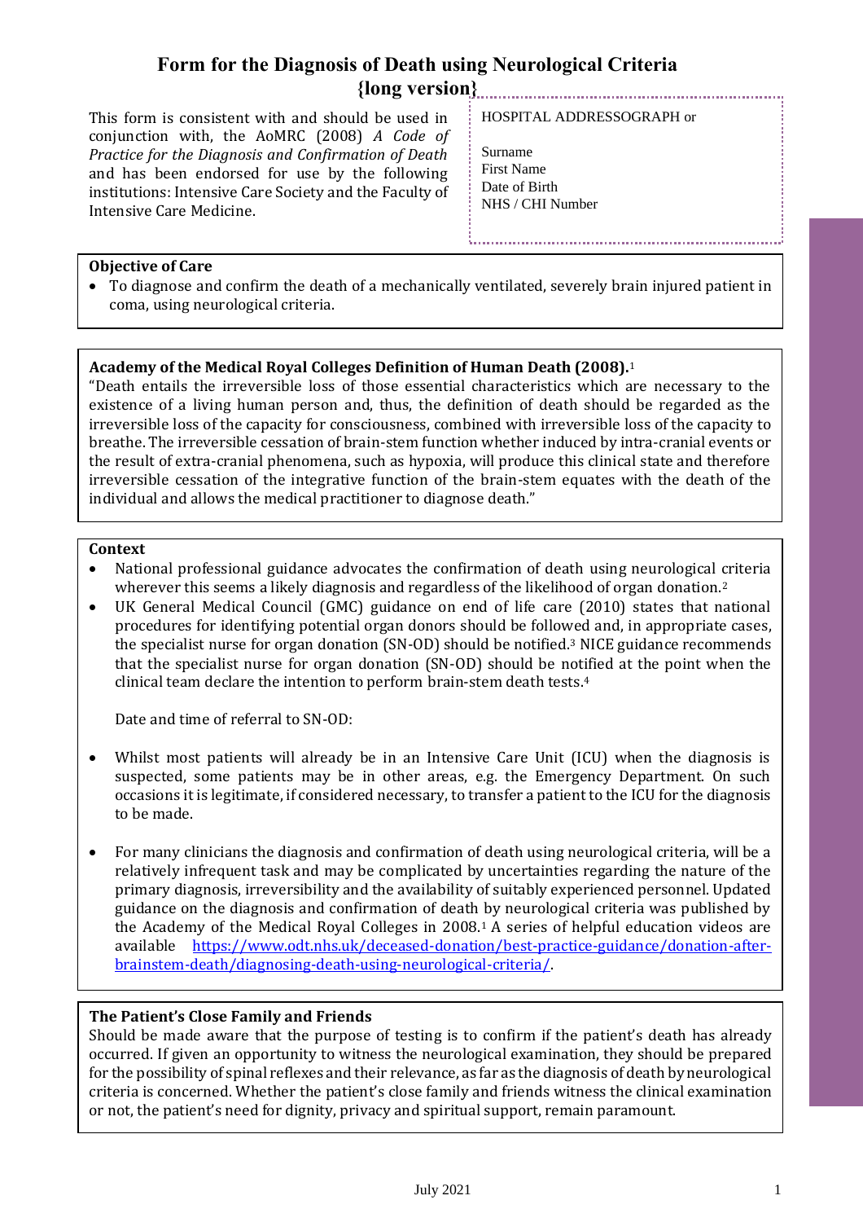# Form for the Diagnosis of Death using Neurological Criteria {long version}

This form is consistent with and should be used in conjunction with, the AoMRC (2008) *A Code of Practice for the Diagnosis and Confirmation of Death* and has been endorsed for use by the following institutions: Intensive Care Society and the Faculty of Intensive Care Medicine.

HOSPITAL ADDRESSOGRAPH or

Surname
First Name
Date of Birth
NHS / CHI Number

**Objective of Care**

- To diagnose and confirm the death of a mechanically ventilated, severely brain injured patient in coma, using neurological criteria.

**Academy of the Medical Royal Colleges Definition of Human Death (2008).**[1]

"Death entails the irreversible loss of those essential characteristics which are necessary to the existence of a living human person and, thus, the definition of death should be regarded as the irreversible loss of the capacity for consciousness, combined with irreversible loss of the capacity to breathe. The irreversible cessation of brain-stem function whether induced by intra-cranial events or the result of extra-cranial phenomena, such as hypoxia, will produce this clinical state and therefore irreversible cessation of the integrative function of the brain-stem equates with the death of the individual and allows the medical practitioner to diagnose death."

**Context**

- National professional guidance advocates the confirmation of death using neurological criteria wherever this seems a likely diagnosis and regardless of the likelihood of organ donation.[2]
- UK General Medical Council (GMC) guidance on end of life care (2010) states that national procedures for identifying potential organ donors should be followed and, in appropriate cases, the specialist nurse for organ donation (SN-OD) should be notified.[3] NICE guidance recommends that the specialist nurse for organ donation (SN-OD) should be notified at the point when the clinical team declare the intention to perform brain-stem death tests.[4]

  Date and time of referral to SN-OD:

- Whilst most patients will already be in an Intensive Care Unit (ICU) when the diagnosis is suspected, some patients may be in other areas, e.g. the Emergency Department. On such occasions it is legitimate, if considered necessary, to transfer a patient to the ICU for the diagnosis to be made.

- For many clinicians the diagnosis and confirmation of death using neurological criteria, will be a relatively infrequent task and may be complicated by uncertainties regarding the nature of the primary diagnosis, irreversibility and the availability of suitably experienced personnel. Updated guidance on the diagnosis and confirmation of death by neurological criteria was published by the Academy of the Medical Royal Colleges in 2008.[1] A series of helpful education videos are available [https://www.odt.nhs.uk/deceased-donation/best-practice-guidance/donation-after-brainstem-death/diagnosing-death-using-neurological-criteria/](https://www.odt.nhs.uk/deceased-donation/best-practice-guidance/donation-after-brainstem-death/diagnosing-death-using-neurological-criteria/).

**The Patient's Close Family and Friends**

Should be made aware that the purpose of testing is to confirm if the patient's death has already occurred. If given an opportunity to witness the neurological examination, they should be prepared for the possibility of spinal reflexes and their relevance, as far as the diagnosis of death by neurological criteria is concerned. Whether the patient's close family and friends witness the clinical examination or not, the patient's need for dignity, privacy and spiritual support, remain paramount.

July 2021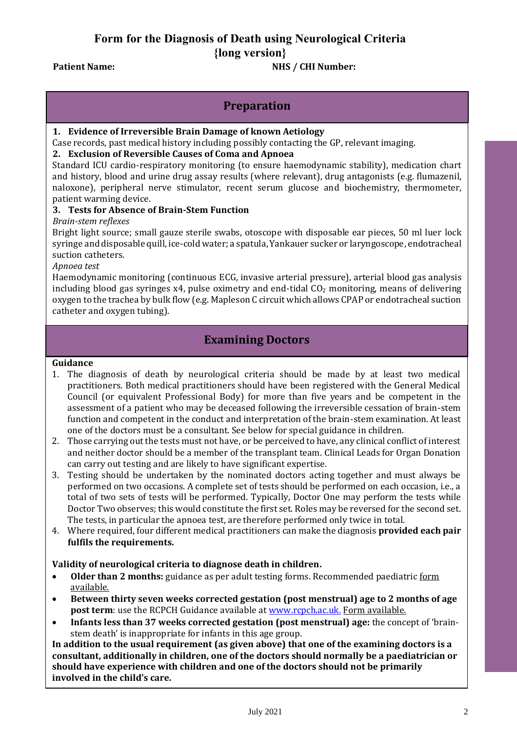# Form for the Diagnosis of Death using Neurological Criteria {long version}

**Patient Name:** **NHS / CHI Number:**

## Preparation

**1. Evidence of Irreversible Brain Damage of known Aetiology**

Case records, past medical history including possibly contacting the GP, relevant imaging.

**2. Exclusion of Reversible Causes of Coma and Apnoea**

Standard ICU cardio-respiratory monitoring (to ensure haemodynamic stability), medication chart and history, blood and urine drug assay results (where relevant), drug antagonists (e.g. flumazenil, naloxone), peripheral nerve stimulator, recent serum glucose and biochemistry, thermometer, patient warming device.

**3. Tests for Absence of Brain-Stem Function**

*Brain-stem reflexes*

Bright light source; small gauze sterile swabs, otoscope with disposable ear pieces, 50 ml luer lock syringe and disposable quill, ice-cold water; a spatula, Yankauer sucker or laryngoscope, endotracheal suction catheters.

*Apnoea test*

Haemodynamic monitoring (continuous ECG, invasive arterial pressure), arterial blood gas analysis including blood gas syringes x4, pulse oximetry and end-tidal $CO_2$ monitoring, means of delivering oxygen to the trachea by bulk flow (e.g. Mapleson C circuit which allows CPAP or endotracheal suction catheter and oxygen tubing).

## Examining Doctors

**Guidance**

1. The diagnosis of death by neurological criteria should be made by at least two medical practitioners. Both medical practitioners should have been registered with the General Medical Council (or equivalent Professional Body) for more than five years and be competent in the assessment of a patient who may be deceased following the irreversible cessation of brain-stem function and competent in the conduct and interpretation of the brain-stem examination. At least one of the doctors must be a consultant. See below for special guidance in children.
2. Those carrying out the tests must not have, or be perceived to have, any clinical conflict of interest and neither doctor should be a member of the transplant team. Clinical Leads for Organ Donation can carry out testing and are likely to have significant expertise.
3. Testing should be undertaken by the nominated doctors acting together and must always be performed on two occasions. A complete set of tests should be performed on each occasion, i.e., a total of two sets of tests will be performed. Typically, Doctor One may perform the tests while Doctor Two observes; this would constitute the first set. Roles may be reversed for the second set. The tests, in particular the apnoea test, are therefore performed only twice in total.
4. Where required, four different medical practitioners can make the diagnosis **provided each pair fulfils the requirements.**

**Validity of neurological criteria to diagnose death in children.**

- **Older than 2 months:** guidance as per adult testing forms. Recommended paediatric form available.
- **Between thirty seven weeks corrected gestation (post menstrual) age to 2 months of age post term**: use the RCPCH Guidance available at www.rcpch.ac.uk. Form available.
- **Infants less than 37 weeks corrected gestation (post menstrual) age:** the concept of 'brain-stem death' is inappropriate for infants in this age group.

**In addition to the usual requirement (as given above) that one of the examining doctors is a consultant, additionally in children, one of the doctors should normally be a paediatrician or should have experience with children and one of the doctors should not be primarily involved in the child's care.**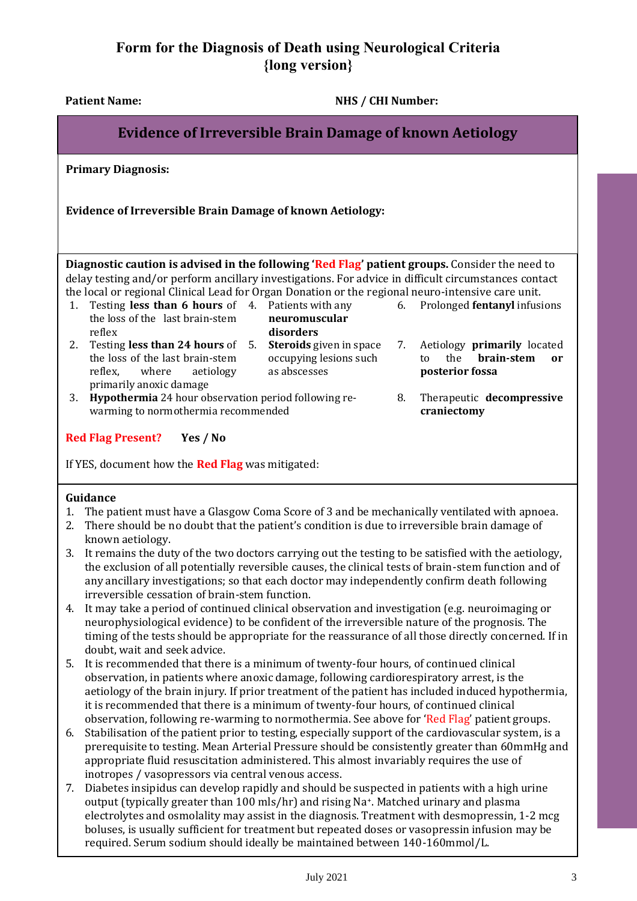# Form for the Diagnosis of Death using Neurological Criteria {long version}

**Patient Name:** **NHS / CHI Number:**

## Evidence of Irreversible Brain Damage of known Aetiology

**Primary Diagnosis:**

**Evidence of Irreversible Brain Damage of known Aetiology:**

**Diagnostic caution is advised in the following 'Red Flag' patient groups.** Consider the need to delay testing and/or perform ancillary investigations. For advice in difficult circumstances contact the local or regional Clinical Lead for Organ Donation or the regional neuro-intensive care unit.

1. Testing **less than 6 hours** of the loss of the last brain-stem reflex
2. Testing **less than 24 hours** of the loss of the last brain-stem reflex, where aetiology primarily anoxic damage
3. **Hypothermia** 24 hour observation period following re-warming to normothermia recommended
4. Patients with any **neuromuscular disorders**
5. **Steroids** given in space occupying lesions such as abscesses
6. Prolonged **fentanyl** infusions
7. Aetiology **primarily** located to the **brain-stem or posterior fossa**
8. Therapeutic **decompressive craniectomy**

**Red Flag Present?** **Yes / No**

If YES, document how the **Red Flag** was mitigated:

**Guidance**

1. The patient must have a Glasgow Coma Score of 3 and be mechanically ventilated with apnoea.
2. There should be no doubt that the patient's condition is due to irreversible brain damage of known aetiology.
3. It remains the duty of the two doctors carrying out the testing to be satisfied with the aetiology, the exclusion of all potentially reversible causes, the clinical tests of brain-stem function and of any ancillary investigations; so that each doctor may independently confirm death following irreversible cessation of brain-stem function.
4. It may take a period of continued clinical observation and investigation (e.g. neuroimaging or neurophysiological evidence) to be confident of the irreversible nature of the prognosis. The timing of the tests should be appropriate for the reassurance of all those directly concerned. If in doubt, wait and seek advice.
5. It is recommended that there is a minimum of twenty-four hours, of continued clinical observation, in patients where anoxic damage, following cardiorespiratory arrest, is the aetiology of the brain injury. If prior treatment of the patient has included induced hypothermia, it is recommended that there is a minimum of twenty-four hours, of continued clinical observation, following re-warming to normothermia. See above for 'Red Flag' patient groups.
6. Stabilisation of the patient prior to testing, especially support of the cardiovascular system, is a prerequisite to testing. Mean Arterial Pressure should be consistently greater than 60mmHg and appropriate fluid resuscitation administered. This almost invariably requires the use of inotropes / vasopressors via central venous access.
7. Diabetes insipidus can develop rapidly and should be suspected in patients with a high urine output (typically greater than 100 mls/hr) and rising $Na^+$. Matched urinary and plasma electrolytes and osmolality may assist in the diagnosis. Treatment with desmopressin, 1-2 mcg boluses, is usually sufficient for treatment but repeated doses or vasopressin infusion may be required. Serum sodium should ideally be maintained between 140-160mmol/L.

July 2021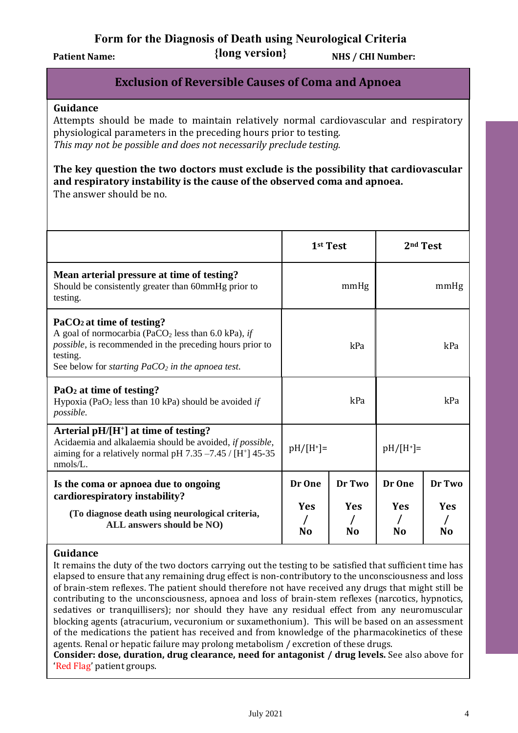# Form for the Diagnosis of Death using Neurological Criteria

**Patient Name:** {long version} **NHS / CHI Number:**

## Exclusion of Reversible Causes of Coma and Apnoea

**Guidance**

Attempts should be made to maintain relatively normal cardiovascular and respiratory physiological parameters in the preceding hours prior to testing.
*This may not be possible and does not necessarily preclude testing.*

**The key question the two doctors must exclude is the possibility that cardiovascular and respiratory instability is the cause of the observed coma and apnoea.**
The answer should be no.

| | 1st Test | | 2nd Test | |
|---|---|---|---|---|
| **Mean arterial pressure at time of testing?** Should be consistently greater than 60mmHg prior to testing. | mmHg | | mmHg | |
| **$PaCO_2$ at time of testing?** A goal of normocarbia ($PaCO_2$ less than 6.0 kPa), *if possible*, is recommended in the preceding hours prior to testing. See below for *starting $PaCO_2$ in the apnoea test*. | kPa | | kPa | |
| **$PaO_2$ at time of testing?** Hypoxia ($PaO_2$ less than 10 kPa) should be avoided *if possible*. | kPa | | kPa | |
| **Arterial pH/[$H^+$] at time of testing?** Acidaemia and alkalaemia should be avoided, *if possible*, aiming for a relatively normal pH 7.35 –7.45 / [$H^+$] 45-35 nmols/L. | pH/[$H^+$]= | | pH/[$H^+$]= | |
| **Is the coma or apnoea due to ongoing cardiorespiratory instability?** **(To diagnose death using neurological criteria, ALL answers should be NO)** | **Dr One** **Yes / No** | **Dr Two** **Yes / No** | **Dr One** **Yes / No** | **Dr Two** **Yes / No** |

**Guidance**

It remains the duty of the two doctors carrying out the testing to be satisfied that sufficient time has elapsed to ensure that any remaining drug effect is non-contributory to the unconsciousness and loss of brain-stem reflexes. The patient should therefore not have received any drugs that might still be contributing to the unconsciousness, apnoea and loss of brain-stem reflexes (narcotics, hypnotics, sedatives or tranquillisers); nor should they have any residual effect from any neuromuscular blocking agents (atracurium, vecuronium or suxamethonium). This will be based on an assessment of the medications the patient has received and from knowledge of the pharmacokinetics of these agents. Renal or hepatic failure may prolong metabolism / excretion of these drugs.
**Consider: dose, duration, drug clearance, need for antagonist / drug levels.** See also above for 'Red Flag' patient groups.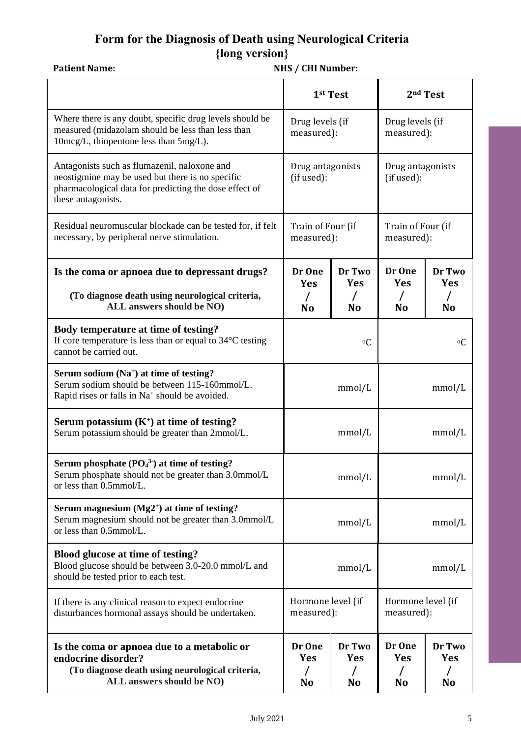# Form for the Diagnosis of Death using Neurological Criteria {long version}

**Patient Name:** **NHS / CHI Number:**

| | 1st Test | | 2nd Test | |
|---|---|---|---|---|
| Where there is any doubt, specific drug levels should be measured (midazolam should be less than less than 10mcg/L, thiopentone less than 5mg/L). | Drug levels (if measured): | | Drug levels (if measured): | |
| Antagonists such as flumazenil, naloxone and neostigmine may be used but there is no specific pharmacological data for predicting the dose effect of these antagonists. | Drug antagonists (if used): | | Drug antagonists (if used): | |
| Residual neuromuscular blockade can be tested for, if felt necessary, by peripheral nerve stimulation. | Train of Four (if measured): | | Train of Four (if measured): | |
| **Is the coma or apnoea due to depressant drugs?** **(To diagnose death using neurological criteria, ALL answers should be NO)** | **Dr One Yes / No** | **Dr Two Yes / No** | **Dr One Yes / No** | **Dr Two Yes / No** |
| **Body temperature at time of testing?** If core temperature is less than or equal to 34°C testing cannot be carried out. | °C | | °C | |
| **Serum sodium ($Na^+$) at time of testing?** Serum sodium should be between 115-160mmol/L. Rapid rises or falls in $Na^+$ should be avoided. | mmol/L | | mmol/L | |
| **Serum potassium ($K^+$) at time of testing?** Serum potassium should be greater than 2mmol/L. | mmol/L | | mmol/L | |
| **Serum phosphate ($PO_4^{3-}$) at time of testing?** Serum phosphate should not be greater than 3.0mmol/L or less than 0.5mmol/L. | mmol/L | | mmol/L | |
| **Serum magnesium ($Mg2^+$) at time of testing?** Serum magnesium should not be greater than 3.0mmol/L or less than 0.5mmol/L. | mmol/L | | mmol/L | |
| **Blood glucose at time of testing?** Blood glucose should be between 3.0-20.0 mmol/L and should be tested prior to each test. | mmol/L | | mmol/L | |
| If there is any clinical reason to expect endocrine disturbances hormonal assays should be undertaken. | Hormone level (if measured): | | Hormone level (if measured): | |
| **Is the coma or apnoea due to a metabolic or endocrine disorder?** **(To diagnose death using neurological criteria, ALL answers should be NO)** | **Dr One Yes / No** | **Dr Two Yes / No** | **Dr One Yes / No** | **Dr Two Yes / No** |

July 2021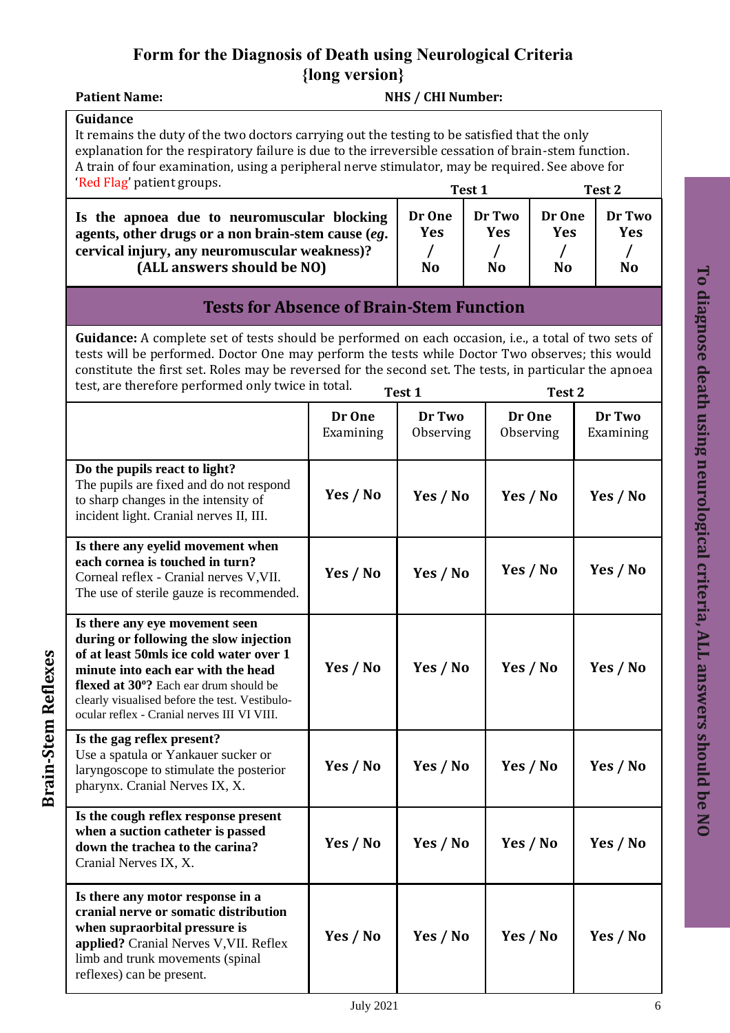# Form for the Diagnosis of Death using Neurological Criteria {long version}

**Patient Name:** **NHS / CHI Number:**

**Guidance**

It remains the duty of the two doctors carrying out the testing to be satisfied that the only explanation for the respiratory failure is due to the irreversible cessation of brain-stem function. A train of four examination, using a peripheral nerve stimulator, may be required. See above for 'Red Flag' patient groups.

| | Test 1 | | Test 2 | |
|---|---|---|---|---|
| **Is the apnoea due to neuromuscular blocking agents, other drugs or a non brain-stem cause (*eg.* cervical injury, any neuromuscular weakness)? (ALL answers should be NO)** | **Dr One Yes / No** | **Dr Two Yes / No** | **Dr One Yes / No** | **Dr Two Yes / No** |

## Tests for Absence of Brain-Stem Function

**Guidance:** A complete set of tests should be performed on each occasion, i.e., a total of two sets of tests will be performed. Doctor One may perform the tests while Doctor Two observes; this would constitute the first set. Roles may be reversed for the second set. The tests, in particular the apnoea test, are therefore performed only twice in total.

**Brain-Stem Reflexes**

| | Test 1 | | Test 2 | |
|---|---|---|---|---|
| | **Dr One** Examining | **Dr Two** Observing | **Dr One** Observing | **Dr Two** Examining |
| **Do the pupils react to light?** The pupils are fixed and do not respond to sharp changes in the intensity of incident light. Cranial nerves II, III. | **Yes / No** | **Yes / No** | **Yes / No** | **Yes / No** |
| **Is there any eyelid movement when each cornea is touched in turn?** Corneal reflex - Cranial nerves V,VII. The use of sterile gauze is recommended. | **Yes / No** | **Yes / No** | **Yes / No** | **Yes / No** |
| **Is there any eye movement seen during or following the slow injection of at least 50mls ice cold water over 1 minute into each ear with the head flexed at 30º?** Each ear drum should be clearly visualised before the test. Vestibulo-ocular reflex - Cranial nerves III VI VIII. | **Yes / No** | **Yes / No** | **Yes / No** | **Yes / No** |
| **Is the gag reflex present?** Use a spatula or Yankauer sucker or laryngoscope to stimulate the posterior pharynx. Cranial Nerves IX, X. | **Yes / No** | **Yes / No** | **Yes / No** | **Yes / No** |
| **Is the cough reflex response present when a suction catheter is passed down the trachea to the carina?** Cranial Nerves IX, X. | **Yes / No** | **Yes / No** | **Yes / No** | **Yes / No** |
| **Is there any motor response in a cranial nerve or somatic distribution when supraorbital pressure is applied?** Cranial Nerves V,VII. Reflex limb and trunk movements (spinal reflexes) can be present. | **Yes / No** | **Yes / No** | **Yes / No** | **Yes / No** |

**To diagnose death using neurological criteria, ALL answers should be NO**

July 2021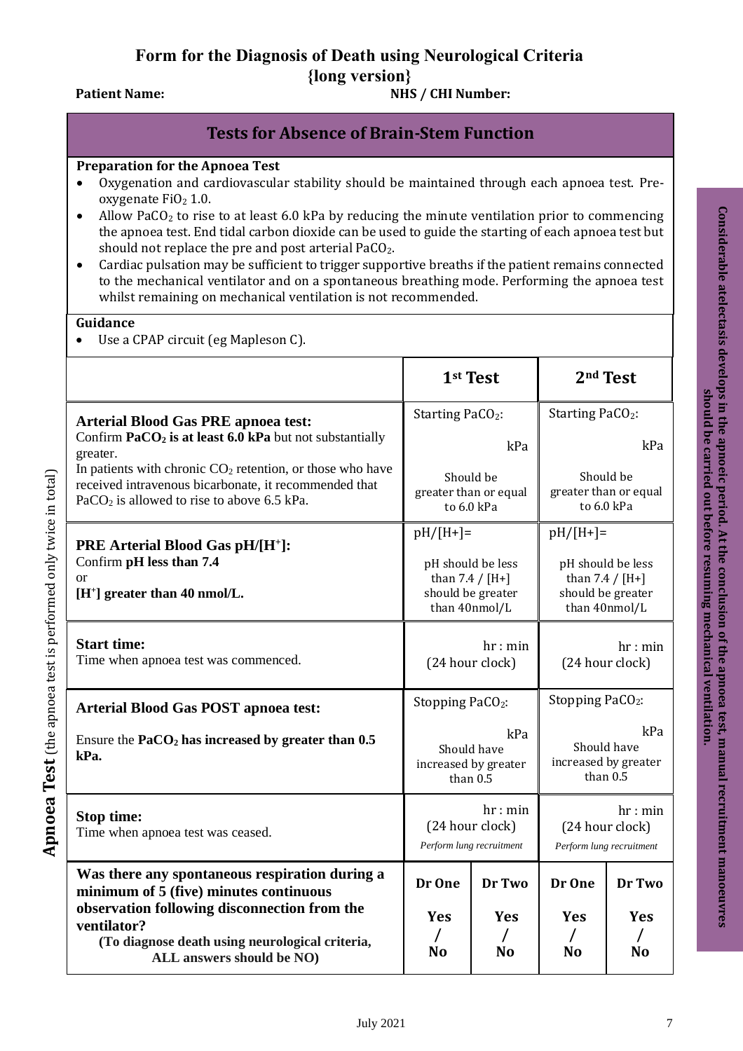# Form for the Diagnosis of Death using Neurological Criteria

**{long version}**

**Patient Name:** **NHS / CHI Number:**

## Tests for Absence of Brain-Stem Function

**Preparation for the Apnoea Test**

- Oxygenation and cardiovascular stability should be maintained through each apnoea test. Pre-oxygenate $FiO_2$ 1.0.
- Allow $PaCO_2$ to rise to at least 6.0 kPa by reducing the minute ventilation prior to commencing the apnoea test. End tidal carbon dioxide can be used to guide the starting of each apnoea test but should not replace the pre and post arterial $PaCO_2$.
- Cardiac pulsation may be sufficient to trigger supportive breaths if the patient remains connected to the mechanical ventilator and on a spontaneous breathing mode. Performing the apnoea test whilst remaining on mechanical ventilation is not recommended.

**Guidance**

- Use a CPAP circuit (eg Mapleson C).

**Apnoea Test** (the apnoea test is performed only twice in total)

| | 1st Test | | 2nd Test | |
|---|---|---|---|---|
| **Arterial Blood Gas PRE apnoea test:** Confirm **$PaCO_2$ is at least 6.0 kPa** but not substantially greater. In patients with chronic $CO_2$ retention, or those who have received intravenous bicarbonate, it recommended that $PaCO_2$ is allowed to rise to above 6.5 kPa. | Starting $PaCO_2$: kPa<br>Should be greater than or equal to 6.0 kPa | | Starting $PaCO_2$: kPa<br>Should be greater than or equal to 6.0 kPa | |
| **PRE Arterial Blood Gas pH/[$H^+$]:** Confirm **pH less than 7.4** or **[$H^+$] greater than 40 nmol/L.** | pH/[H+]=<br>pH should be less than 7.4 / [H+] should be greater than 40nmol/L | | pH/[H+]=<br>pH should be less than 7.4 / [H+] should be greater than 40nmol/L | |
| **Start time:** Time when apnoea test was commenced. | hr : min (24 hour clock) | | hr : min (24 hour clock) | |
| **Arterial Blood Gas POST apnoea test:** Ensure the **$PaCO_2$ has increased by greater than 0.5 kPa.** | Stopping $PaCO_2$: kPa<br>Should have increased by greater than 0.5 | | Stopping $PaCO_2$: kPa<br>Should have increased by greater than 0.5 | |
| **Stop time:** Time when apnoea test was ceased. | hr : min (24 hour clock)<br>*Perform lung recruitment* | | hr : min (24 hour clock)<br>*Perform lung recruitment* | |
| **Was there any spontaneous respiration during a minimum of 5 (five) minutes continuous observation following disconnection from the ventilator? (To diagnose death using neurological criteria, ALL answers should be NO)** | **Dr One**<br>**Yes / No** | **Dr Two**<br>**Yes / No** | **Dr One**<br>**Yes / No** | **Dr Two**<br>**Yes / No** |

**Considerable atelectasis develops in the apnoeic period. At the conclusion of the apnoea test, manual recruitment manoeuvres should be carried out before resuming mechanical ventilation.**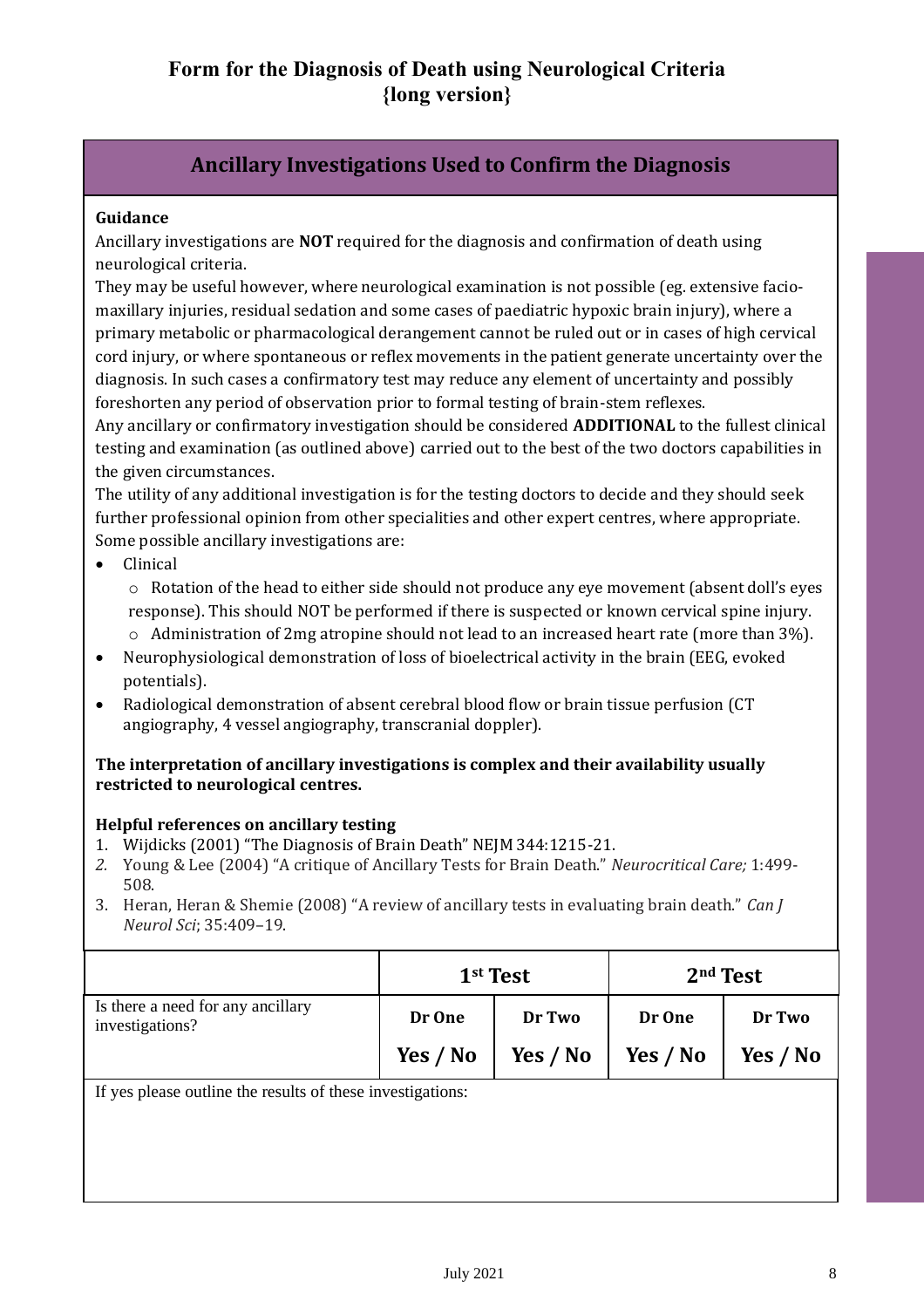# Form for the Diagnosis of Death using Neurological Criteria {long version}

## Ancillary Investigations Used to Confirm the Diagnosis

**Guidance**

Ancillary investigations are **NOT** required for the diagnosis and confirmation of death using neurological criteria.

They may be useful however, where neurological examination is not possible (eg. extensive facio-maxillary injuries, residual sedation and some cases of paediatric hypoxic brain injury), where a primary metabolic or pharmacological derangement cannot be ruled out or in cases of high cervical cord injury, or where spontaneous or reflex movements in the patient generate uncertainty over the diagnosis. In such cases a confirmatory test may reduce any element of uncertainty and possibly foreshorten any period of observation prior to formal testing of brain-stem reflexes.

Any ancillary or confirmatory investigation should be considered **ADDITIONAL** to the fullest clinical testing and examination (as outlined above) carried out to the best of the two doctors capabilities in the given circumstances.

The utility of any additional investigation is for the testing doctors to decide and they should seek further professional opinion from other specialities and other expert centres, where appropriate.

Some possible ancillary investigations are:

- Clinical
  - Rotation of the head to either side should not produce any eye movement (absent doll's eyes response). This should NOT be performed if there is suspected or known cervical spine injury.
  - Administration of 2mg atropine should not lead to an increased heart rate (more than 3%).
- Neurophysiological demonstration of loss of bioelectrical activity in the brain (EEG, evoked potentials).
- Radiological demonstration of absent cerebral blood flow or brain tissue perfusion (CT angiography, 4 vessel angiography, transcranial doppler).

**The interpretation of ancillary investigations is complex and their availability usually restricted to neurological centres.**

**Helpful references on ancillary testing**

1. Wijdicks (2001) "The Diagnosis of Brain Death" NEJM 344:1215-21.
2. Young & Lee (2004) "A critique of Ancillary Tests for Brain Death." *Neurocritical Care;* 1:499-508.
3. Heran, Heran & Shemie (2008) "A review of ancillary tests in evaluating brain death." *Can J Neurol Sci*; 35:409–19.

| | 1st Test | | 2nd Test | |
|---|---|---|---|---|
| | **Dr One** | **Dr Two** | **Dr One** | **Dr Two** |
| Is there a need for any ancillary investigations? | **Yes / No** | **Yes / No** | **Yes / No** | **Yes / No** |

If yes please outline the results of these investigations: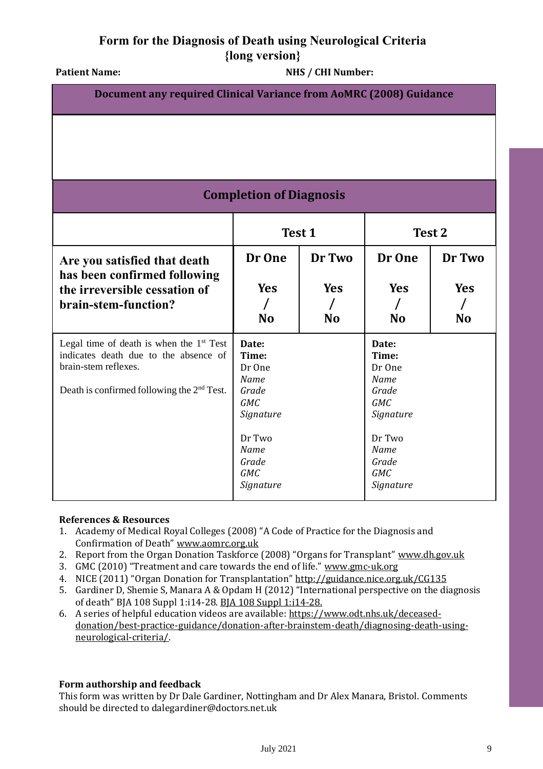# Form for the Diagnosis of Death using Neurological Criteria {long version}

**Patient Name:** **NHS / CHI Number:**

| Document any required Clinical Variance from AoMRC (2008) Guidance |
|---|
| |

## Completion of Diagnosis

| | Test 1 | | Test 2 | |
|---|---|---|---|---|
| **Are you satisfied that death has been confirmed following the irreversible cessation of brain-stem-function?** | **Dr One**<br>**Yes / No** | **Dr Two**<br>**Yes / No** | **Dr One**<br>**Yes / No** | **Dr Two**<br>**Yes / No** |
| Legal time of death is when the 1st Test indicates death due to the absence of brain-stem reflexes.<br><br>Death is confirmed following the 2nd Test. | **Date:**<br>**Time:**<br>Dr One<br>*Name*<br>*Grade*<br>*GMC*<br>*Signature*<br><br>Dr Two<br>*Name*<br>*Grade*<br>*GMC*<br>*Signature* | | **Date:**<br>**Time:**<br>Dr One<br>*Name*<br>*Grade*<br>*GMC*<br>*Signature*<br><br>Dr Two<br>*Name*<br>*Grade*<br>*GMC*<br>*Signature* | |

**References & Resources**

1. Academy of Medical Royal Colleges (2008) "A Code of Practice for the Diagnosis and Confirmation of Death" www.aomrc.org.uk
2. Report from the Organ Donation Taskforce (2008) "Organs for Transplant" www.dh.gov.uk
3. GMC (2010) "Treatment and care towards the end of life." www.gmc-uk.org
4. NICE (2011) "Organ Donation for Transplantation" http://guidance.nice.org.uk/CG135
5. Gardiner D, Shemie S, Manara A & Opdam H (2012) "International perspective on the diagnosis of death" BJA 108 Suppl 1:i14-28. BJA 108 Suppl 1:i14-28.
6. A series of helpful education videos are available: https://www.odt.nhs.uk/deceased-donation/best-practice-guidance/donation-after-brainstem-death/diagnosing-death-using-neurological-criteria/.

**Form authorship and feedback**

This form was written by Dr Dale Gardiner, Nottingham and Dr Alex Manara, Bristol. Comments should be directed to dalegardiner@doctors.net.uk

July 2021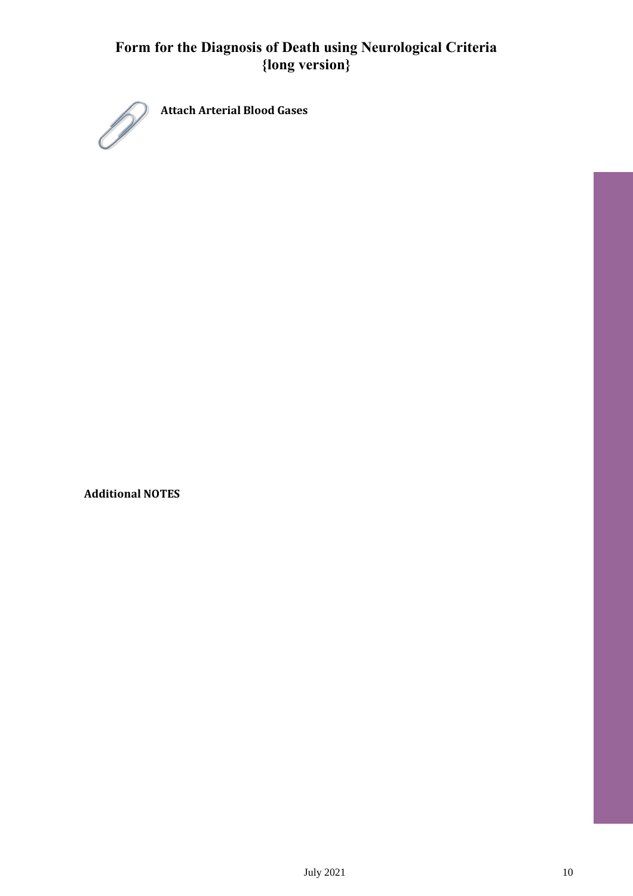# Form for the Diagnosis of Death using Neurological Criteria {long version}

**Attach Arterial Blood Gases**

**Additional NOTES**